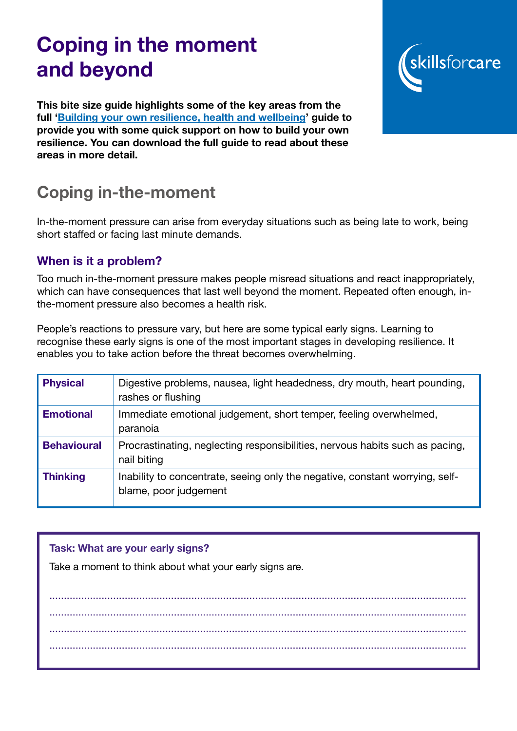# Coping in the moment and beyond

**This bite size guide highlights some of the key areas from the full '[Building your own resilience, health and wellbeing](#)' guide to provide you with some quick support on how to build your own resilience. You can download the full guide to read about these areas in more detail.**

## Coping in-the-moment

In-the-moment pressure can arise from everyday situations such as being late to work, being short staffed or facing last minute demands.

### When is it a problem?

Too much in-the-moment pressure makes people misread situations and react inappropriately, which can have consequences that last well beyond the moment. Repeated often enough, in-the-moment pressure also becomes a health risk.

People's reactions to pressure vary, but here are some typical early signs. Learning to recognise these early signs is one of the most important stages in developing resilience. It enables you to take action before the threat becomes overwhelming.

| | |
|---|---|
| **Physical** | Digestive problems, nausea, light headedness, dry mouth, heart pounding, rashes or flushing |
| **Emotional** | Immediate emotional judgement, short temper, feeling overwhelmed, paranoia |
| **Behavioural** | Procrastinating, neglecting responsibilities, nervous habits such as pacing, nail biting |
| **Thinking** | Inability to concentrate, seeing only the negative, constant worrying, self-blame, poor judgement |

**Task: What are your early signs?**

Take a moment to think about what your early signs are.

.....................................................................................................................................

.....................................................................................................................................

.....................................................................................................................................

.....................................................................................................................................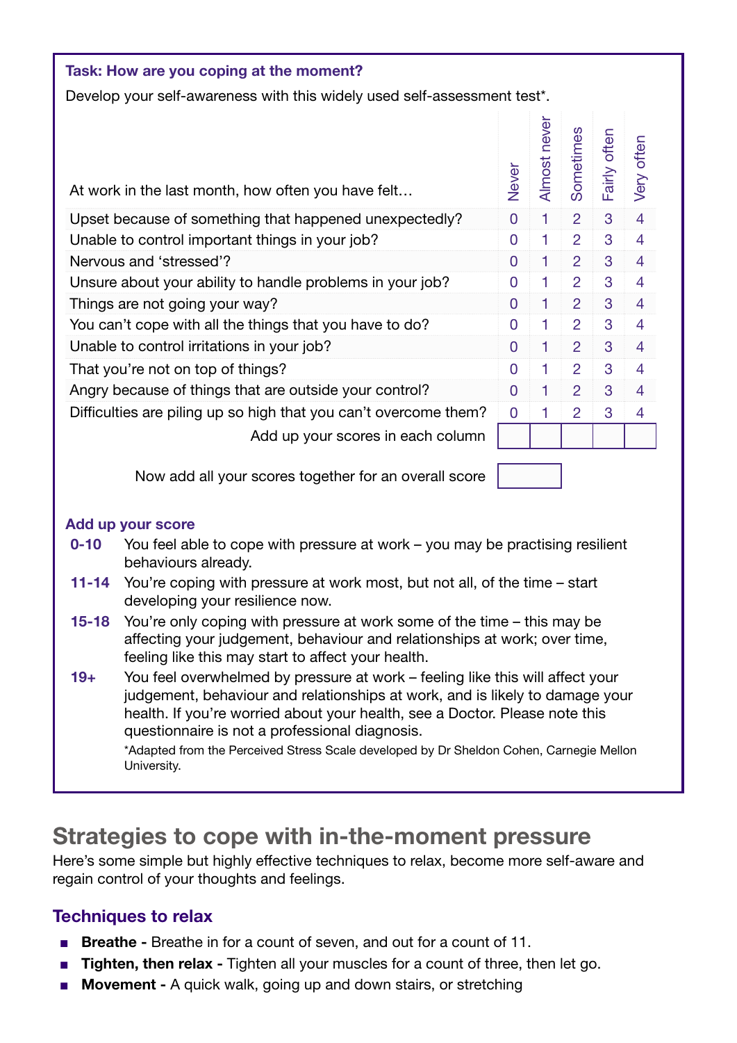### Task: How are you coping at the moment?

Develop your self-awareness with this widely used self-assessment test*.

| At work in the last month, how often you have felt… | Never | Almost never | Sometimes | Fairly often | Very often |
|---|---|---|---|---|---|
| Upset because of something that happened unexpectedly? | 0 | 1 | 2 | 3 | 4 |
| Unable to control important things in your job? | 0 | 1 | 2 | 3 | 4 |
| Nervous and 'stressed'? | 0 | 1 | 2 | 3 | 4 |
| Unsure about your ability to handle problems in your job? | 0 | 1 | 2 | 3 | 4 |
| Things are not going your way? | 0 | 1 | 2 | 3 | 4 |
| You can't cope with all the things that you have to do? | 0 | 1 | 2 | 3 | 4 |
| Unable to control irritations in your job? | 0 | 1 | 2 | 3 | 4 |
| That you're not on top of things? | 0 | 1 | 2 | 3 | 4 |
| Angry because of things that are outside your control? | 0 | 1 | 2 | 3 | 4 |
| Difficulties are piling up so high that you can't overcome them? | 0 | 1 | 2 | 3 | 4 |
| Add up your scores in each column | | | | | |

Now add all your scores together for an overall score

#### Add up your score

**0-10** You feel able to cope with pressure at work – you may be practising resilient behaviours already.

**11-14** You're coping with pressure at work most, but not all, of the time – start developing your resilience now.

**15-18** You're only coping with pressure at work some of the time – this may be affecting your judgement, behaviour and relationships at work; over time, feeling like this may start to affect your health.

**19+** You feel overwhelmed by pressure at work – feeling like this will affect your judgement, behaviour and relationships at work, and is likely to damage your health. If you're worried about your health, see a Doctor. Please note this questionnaire is not a professional diagnosis.

*Adapted from the Perceived Stress Scale developed by Dr Sheldon Cohen, Carnegie Mellon University.

## Strategies to cope with in-the-moment pressure

Here's some simple but highly effective techniques to relax, become more self-aware and regain control of your thoughts and feelings.

### Techniques to relax

- **Breathe -** Breathe in for a count of seven, and out for a count of 11.
- **Tighten, then relax -** Tighten all your muscles for a count of three, then let go.
- **Movement -** A quick walk, going up and down stairs, or stretching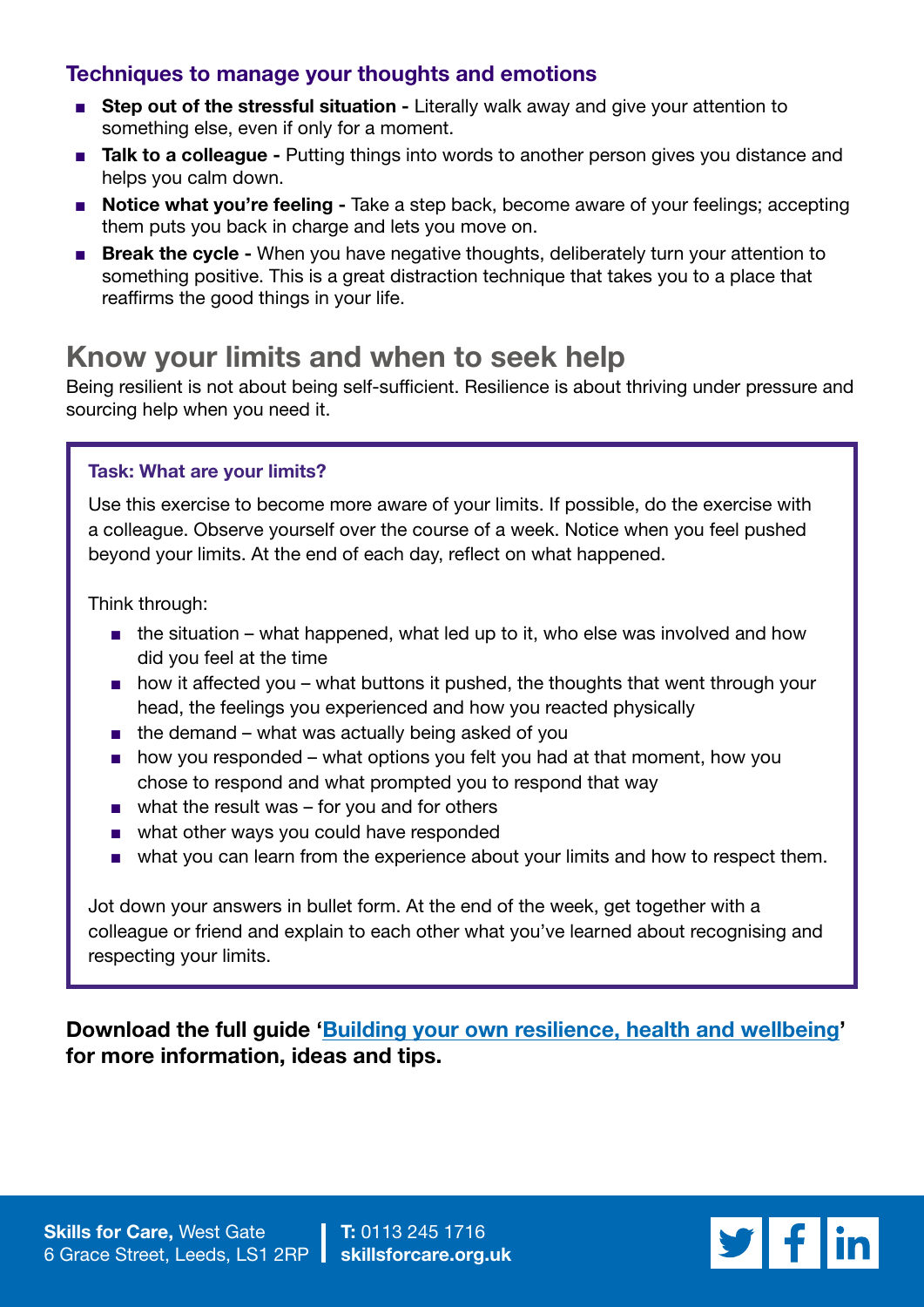### Techniques to manage your thoughts and emotions

- **Step out of the stressful situation -** Literally walk away and give your attention to something else, even if only for a moment.
- **Talk to a colleague -** Putting things into words to another person gives you distance and helps you calm down.
- **Notice what you're feeling -** Take a step back, become aware of your feelings; accepting them puts you back in charge and lets you move on.
- **Break the cycle -** When you have negative thoughts, deliberately turn your attention to something positive. This is a great distraction technique that takes you to a place that reaffirms the good things in your life.

## Know your limits and when to seek help

Being resilient is not about being self-sufficient. Resilience is about thriving under pressure and sourcing help when you need it.

**Task: What are your limits?**

Use this exercise to become more aware of your limits. If possible, do the exercise with a colleague. Observe yourself over the course of a week. Notice when you feel pushed beyond your limits. At the end of each day, reflect on what happened.

Think through:

- the situation – what happened, what led up to it, who else was involved and how did you feel at the time
- how it affected you – what buttons it pushed, the thoughts that went through your head, the feelings you experienced and how you reacted physically
- the demand – what was actually being asked of you
- how you responded – what options you felt you had at that moment, how you chose to respond and what prompted you to respond that way
- what the result was – for you and for others
- what other ways you could have responded
- what you can learn from the experience about your limits and how to respect them.

Jot down your answers in bullet form. At the end of the week, get together with a colleague or friend and explain to each other what you've learned about recognising and respecting your limits.

**Download the full guide 'Building your own resilience, health and wellbeing' for more information, ideas and tips.**

**Skills for Care,** West Gate
6 Grace Street, Leeds, LS1 2RP

**T:** 0113 245 1716
**skillsforcare.org.uk**